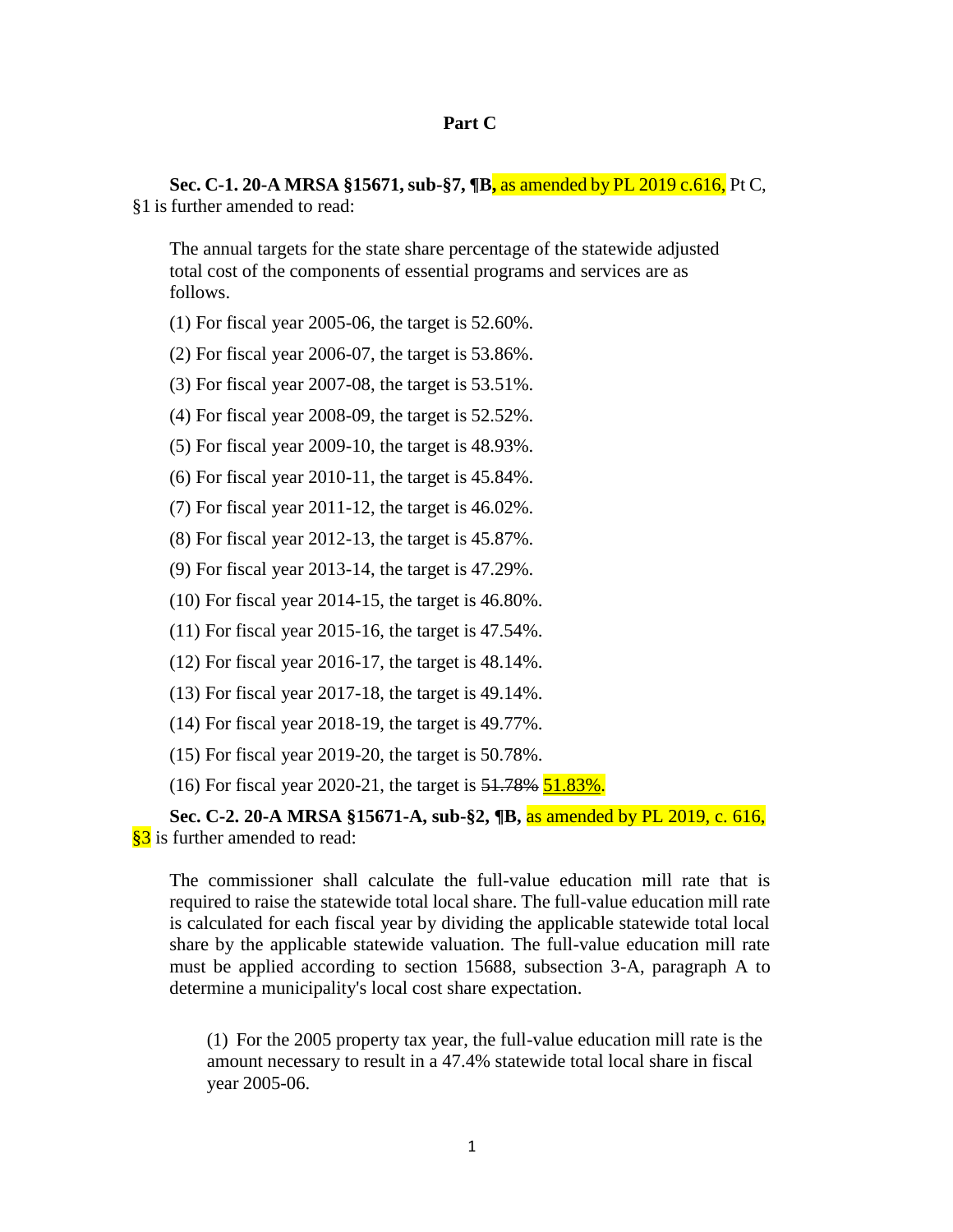## Part C

**Sec. C-1. 20-A MRSA §15671, sub-§7, ¶B,** as amended by PL 2019 c.616, Pt C, §1 is further amended to read:

The annual targets for the state share percentage of the statewide adjusted total cost of the components of essential programs and services are as follows.

(1) For fiscal year 2005-06, the target is 52.60%.

(2) For fiscal year 2006-07, the target is 53.86%.

(3) For fiscal year 2007-08, the target is 53.51%.

(4) For fiscal year 2008-09, the target is 52.52%.

(5) For fiscal year 2009-10, the target is 48.93%.

(6) For fiscal year 2010-11, the target is 45.84%.

(7) For fiscal year 2011-12, the target is 46.02%.

(8) For fiscal year 2012-13, the target is 45.87%.

(9) For fiscal year 2013-14, the target is 47.29%.

(10) For fiscal year 2014-15, the target is 46.80%.

(11) For fiscal year 2015-16, the target is 47.54%.

(12) For fiscal year 2016-17, the target is 48.14%.

(13) For fiscal year 2017-18, the target is 49.14%.

(14) For fiscal year 2018-19, the target is 49.77%.

(15) For fiscal year 2019-20, the target is 50.78%.

(16) For fiscal year 2020-21, the target is ~~51.78%~~ 51.83%.

**Sec. C-2. 20-A MRSA §15671-A, sub-§2, ¶B,** as amended by PL 2019, c. 616, §3 is further amended to read:

The commissioner shall calculate the full-value education mill rate that is required to raise the statewide total local share. The full-value education mill rate is calculated for each fiscal year by dividing the applicable statewide total local share by the applicable statewide valuation. The full-value education mill rate must be applied according to section 15688, subsection 3-A, paragraph A to determine a municipality's local cost share expectation.

(1) For the 2005 property tax year, the full-value education mill rate is the amount necessary to result in a 47.4% statewide total local share in fiscal year 2005-06.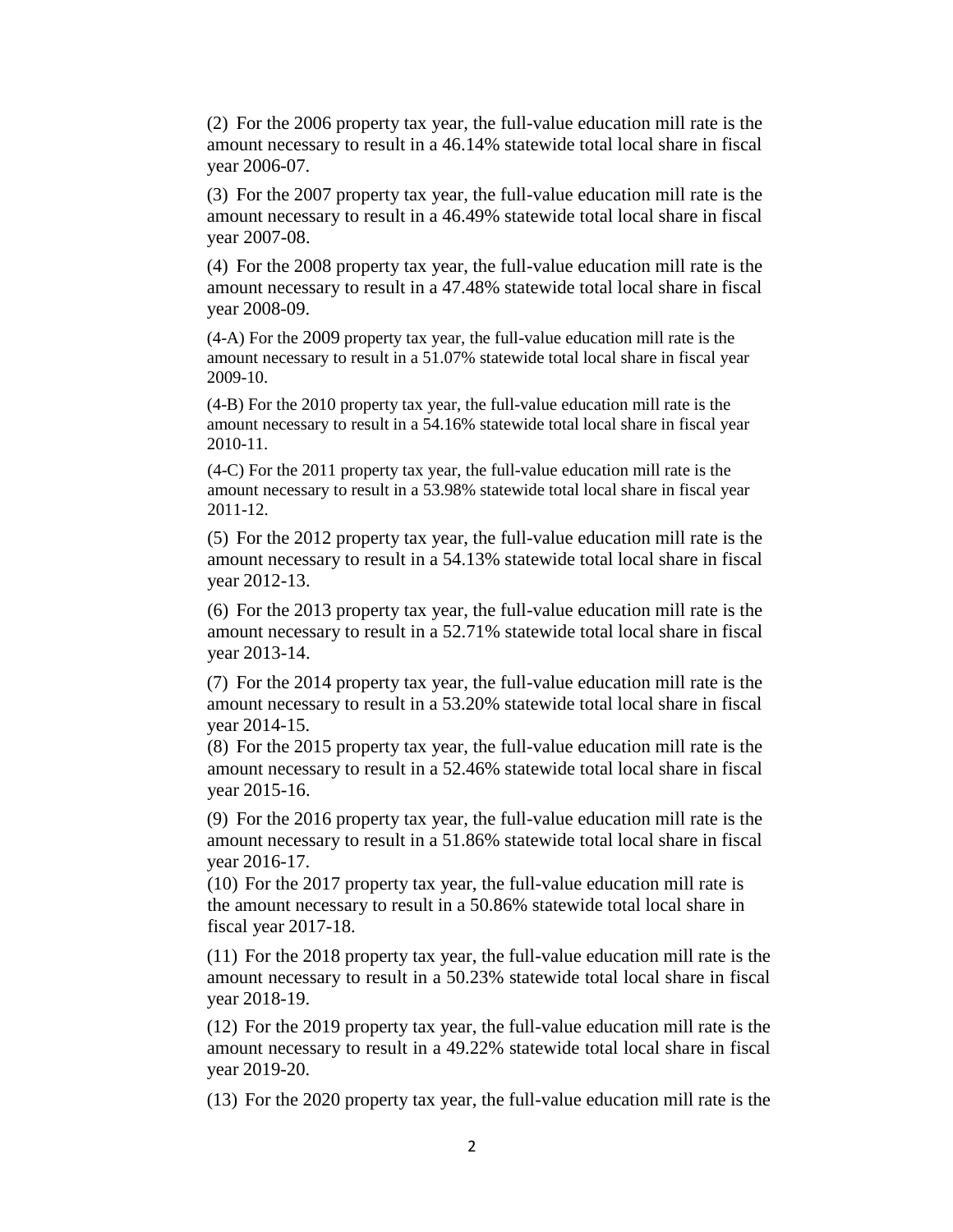(2) For the 2006 property tax year, the full-value education mill rate is the amount necessary to result in a 46.14% statewide total local share in fiscal year 2006-07.

(3) For the 2007 property tax year, the full-value education mill rate is the amount necessary to result in a 46.49% statewide total local share in fiscal year 2007-08.

(4) For the 2008 property tax year, the full-value education mill rate is the amount necessary to result in a 47.48% statewide total local share in fiscal year 2008-09.

(4-A) For the 2009 property tax year, the full-value education mill rate is the amount necessary to result in a 51.07% statewide total local share in fiscal year 2009-10.

(4-B) For the 2010 property tax year, the full-value education mill rate is the amount necessary to result in a 54.16% statewide total local share in fiscal year 2010-11.

(4-C) For the 2011 property tax year, the full-value education mill rate is the amount necessary to result in a 53.98% statewide total local share in fiscal year 2011-12.

(5) For the 2012 property tax year, the full-value education mill rate is the amount necessary to result in a 54.13% statewide total local share in fiscal year 2012-13.

(6) For the 2013 property tax year, the full-value education mill rate is the amount necessary to result in a 52.71% statewide total local share in fiscal year 2013-14.

(7) For the 2014 property tax year, the full-value education mill rate is the amount necessary to result in a 53.20% statewide total local share in fiscal year 2014-15.

(8) For the 2015 property tax year, the full-value education mill rate is the amount necessary to result in a 52.46% statewide total local share in fiscal year 2015-16.

(9) For the 2016 property tax year, the full-value education mill rate is the amount necessary to result in a 51.86% statewide total local share in fiscal year 2016-17.

(10) For the 2017 property tax year, the full-value education mill rate is the amount necessary to result in a 50.86% statewide total local share in fiscal year 2017-18.

(11) For the 2018 property tax year, the full-value education mill rate is the amount necessary to result in a 50.23% statewide total local share in fiscal year 2018-19.

(12) For the 2019 property tax year, the full-value education mill rate is the amount necessary to result in a 49.22% statewide total local share in fiscal year 2019-20.

(13) For the 2020 property tax year, the full-value education mill rate is the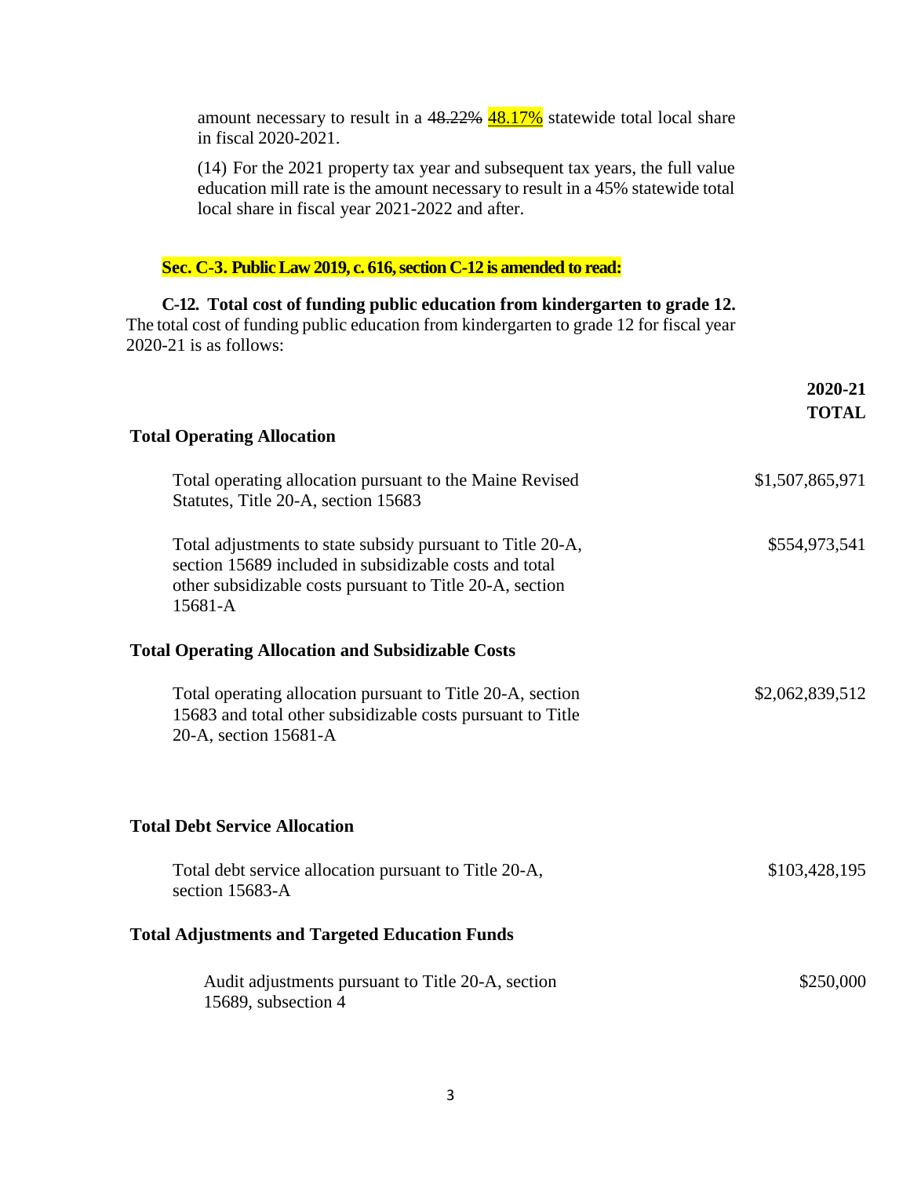amount necessary to result in a ~~48.22%~~ 48.17% statewide total local share in fiscal 2020-2021.

(14) For the 2021 property tax year and subsequent tax years, the full value education mill rate is the amount necessary to result in a 45% statewide total local share in fiscal year 2021-2022 and after.

**Sec. C-3. Public Law 2019, c. 616, section C-12 is amended to read:**

**C-12. Total cost of funding public education from kindergarten to grade 12.** The total cost of funding public education from kindergarten to grade 12 for fiscal year 2020-21 is as follows:

| | 2020-21 TOTAL |
|---|---|
| **Total Operating Allocation** | |
| Total operating allocation pursuant to the Maine Revised Statutes, Title 20-A, section 15683 | $1,507,865,971 |
| Total adjustments to state subsidy pursuant to Title 20-A, section 15689 included in subsidizable costs and total other subsidizable costs pursuant to Title 20-A, section 15681-A | $554,973,541 |
| **Total Operating Allocation and Subsidizable Costs** | |
| Total operating allocation pursuant to Title 20-A, section 15683 and total other subsidizable costs pursuant to Title 20-A, section 15681-A | $2,062,839,512 |
| **Total Debt Service Allocation** | |
| Total debt service allocation pursuant to Title 20-A, section 15683-A | $103,428,195 |
| **Total Adjustments and Targeted Education Funds** | |
| Audit adjustments pursuant to Title 20-A, section 15689, subsection 4 | $250,000 |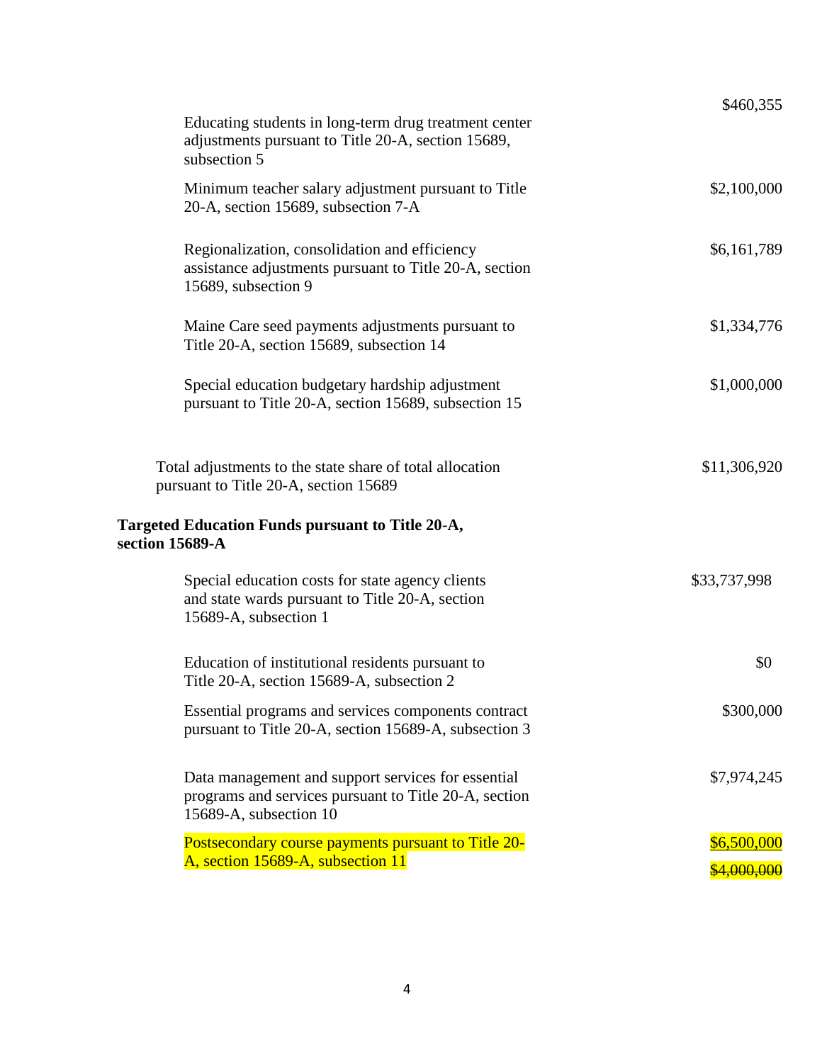| | |
|---|---|
| Educating students in long-term drug treatment center adjustments pursuant to Title 20-A, section 15689, subsection 5 | $460,355 |
| Minimum teacher salary adjustment pursuant to Title 20-A, section 15689, subsection 7-A | $2,100,000 |
| Regionalization, consolidation and efficiency assistance adjustments pursuant to Title 20-A, section 15689, subsection 9 | $6,161,789 |
| Maine Care seed payments adjustments pursuant to Title 20-A, section 15689, subsection 14 | $1,334,776 |
| Special education budgetary hardship adjustment pursuant to Title 20-A, section 15689, subsection 15 | $1,000,000 |
| Total adjustments to the state share of total allocation pursuant to Title 20-A, section 15689 | $11,306,920 |

**Targeted Education Funds pursuant to Title 20-A, section 15689-A**

| | |
|---|---|
| Special education costs for state agency clients and state wards pursuant to Title 20-A, section 15689-A, subsection 1 | $33,737,998 |
| Education of institutional residents pursuant to Title 20-A, section 15689-A, subsection 2 | $0 |
| Essential programs and services components contract pursuant to Title 20-A, section 15689-A, subsection 3 | $300,000 |
| Data management and support services for essential programs and services pursuant to Title 20-A, section 15689-A, subsection 10 | $7,974,245 |
| Postsecondary course payments pursuant to Title 20-A, section 15689-A, subsection 11 | $6,500,000 ~~$4,000,000~~ |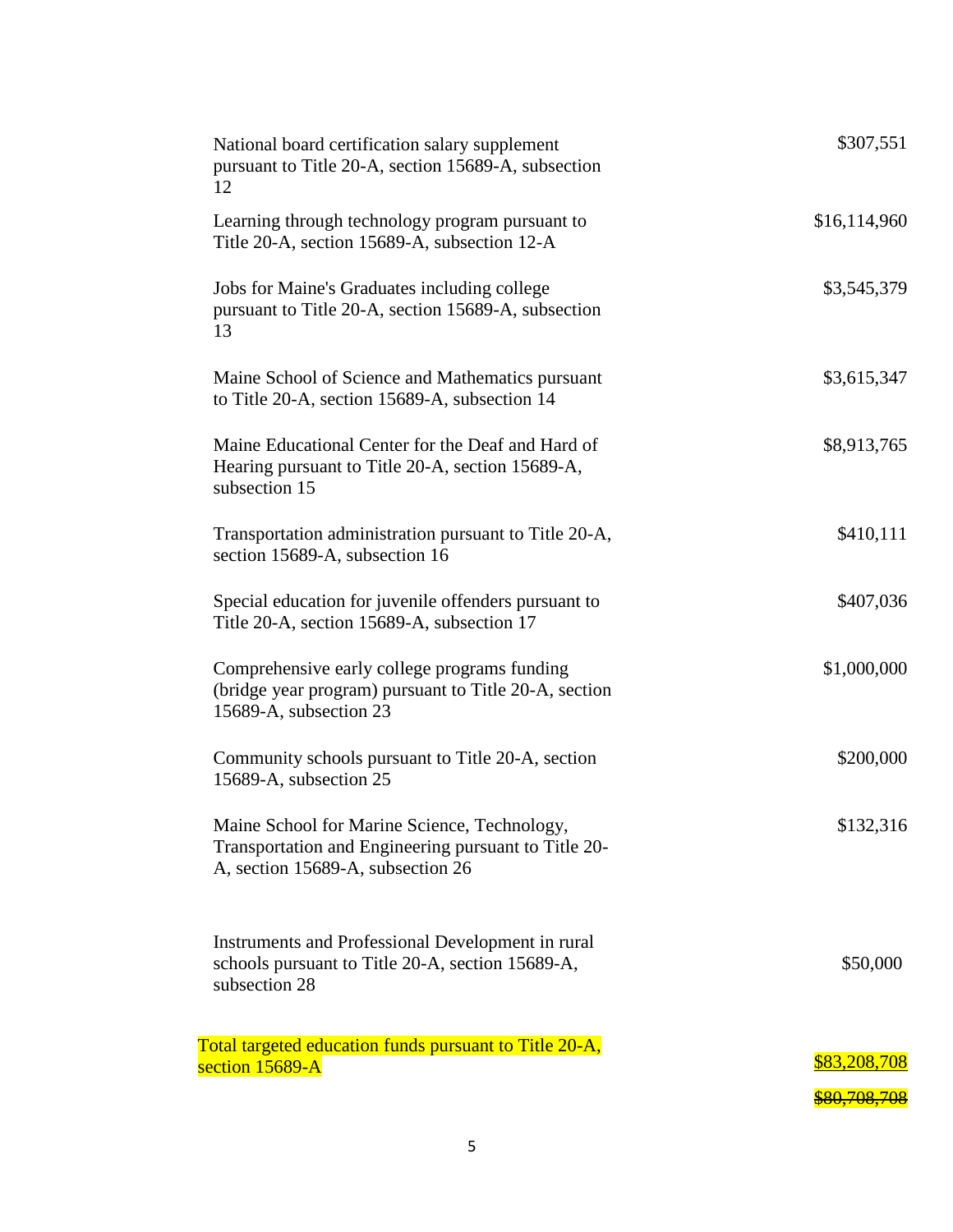| | |
|---|---|
| National board certification salary supplement pursuant to Title 20-A, section 15689-A, subsection 12 | $307,551 |
| Learning through technology program pursuant to Title 20-A, section 15689-A, subsection 12-A | $16,114,960 |
| Jobs for Maine's Graduates including college pursuant to Title 20-A, section 15689-A, subsection 13 | $3,545,379 |
| Maine School of Science and Mathematics pursuant to Title 20-A, section 15689-A, subsection 14 | $3,615,347 |
| Maine Educational Center for the Deaf and Hard of Hearing pursuant to Title 20-A, section 15689-A, subsection 15 | $8,913,765 |
| Transportation administration pursuant to Title 20-A, section 15689-A, subsection 16 | $410,111 |
| Special education for juvenile offenders pursuant to Title 20-A, section 15689-A, subsection 17 | $407,036 |
| Comprehensive early college programs funding (bridge year program) pursuant to Title 20-A, section 15689-A, subsection 23 | $1,000,000 |
| Community schools pursuant to Title 20-A, section 15689-A, subsection 25 | $200,000 |
| Maine School for Marine Science, Technology, Transportation and Engineering pursuant to Title 20-A, section 15689-A, subsection 26 | $132,316 |
| Instruments and Professional Development in rural schools pursuant to Title 20-A, section 15689-A, subsection 28 | $50,000 |
| Total targeted education funds pursuant to Title 20-A, section 15689-A | <u>$83,208,708</u> ~~$80,708,708~~ |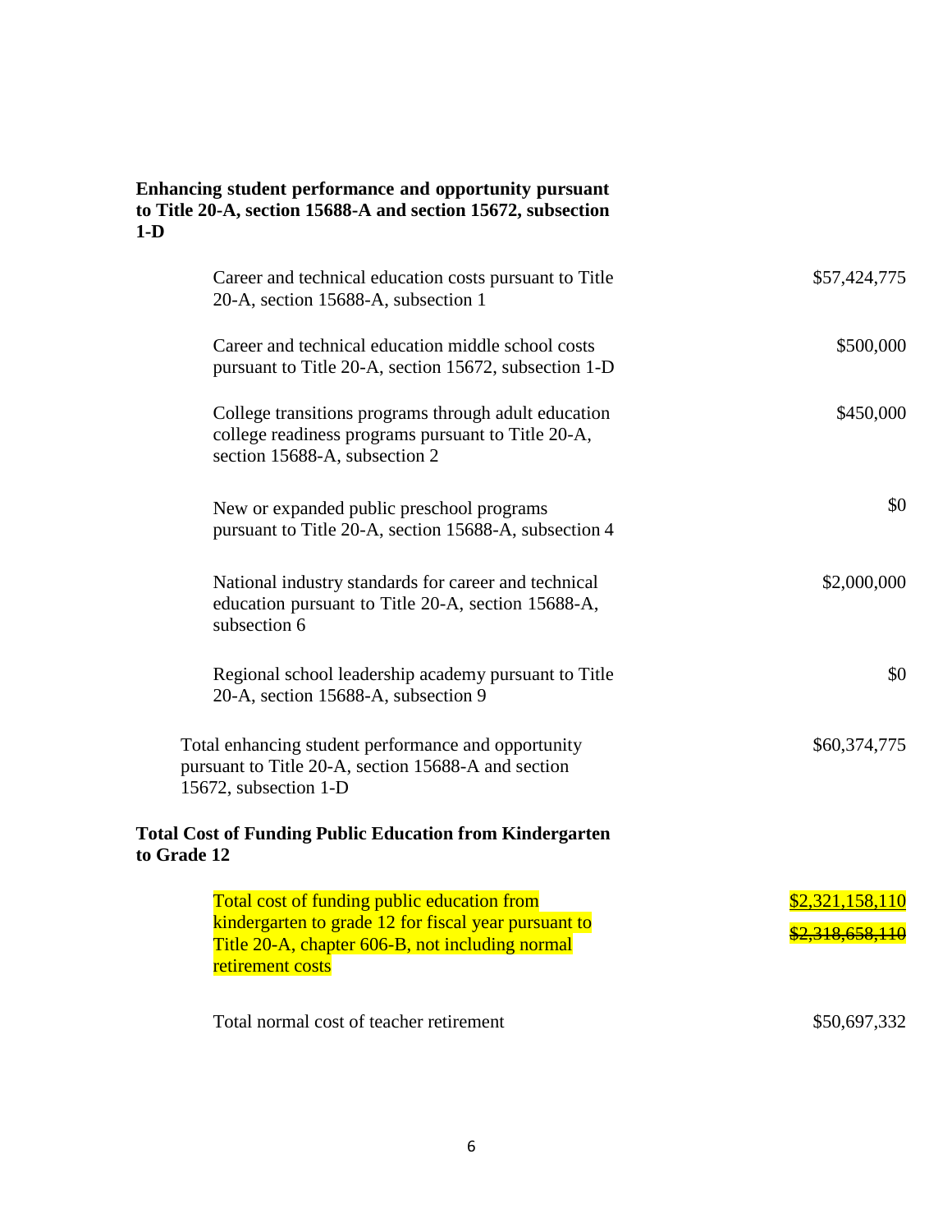**Enhancing student performance and opportunity pursuant to Title 20-A, section 15688-A and section 15672, subsection 1-D**

| | |
|---|---|
| Career and technical education costs pursuant to Title 20-A, section 15688-A, subsection 1 | $57,424,775 |
| Career and technical education middle school costs pursuant to Title 20-A, section 15672, subsection 1-D | $500,000 |
| College transitions programs through adult education college readiness programs pursuant to Title 20-A, section 15688-A, subsection 2 | $450,000 |
| New or expanded public preschool programs pursuant to Title 20-A, section 15688-A, subsection 4 | $0 |
| National industry standards for career and technical education pursuant to Title 20-A, section 15688-A, subsection 6 | $2,000,000 |
| Regional school leadership academy pursuant to Title 20-A, section 15688-A, subsection 9 | $0 |
| Total enhancing student performance and opportunity pursuant to Title 20-A, section 15688-A and section 15672, subsection 1-D | $60,374,775 |

**Total Cost of Funding Public Education from Kindergarten to Grade 12**

| | |
|---|---|
| Total cost of funding public education from kindergarten to grade 12 for fiscal year pursuant to Title 20-A, chapter 606-B, not including normal retirement costs | <u>$2,321,158,110</u> ~~$2,318,658,110~~ |
| Total normal cost of teacher retirement | $50,697,332 |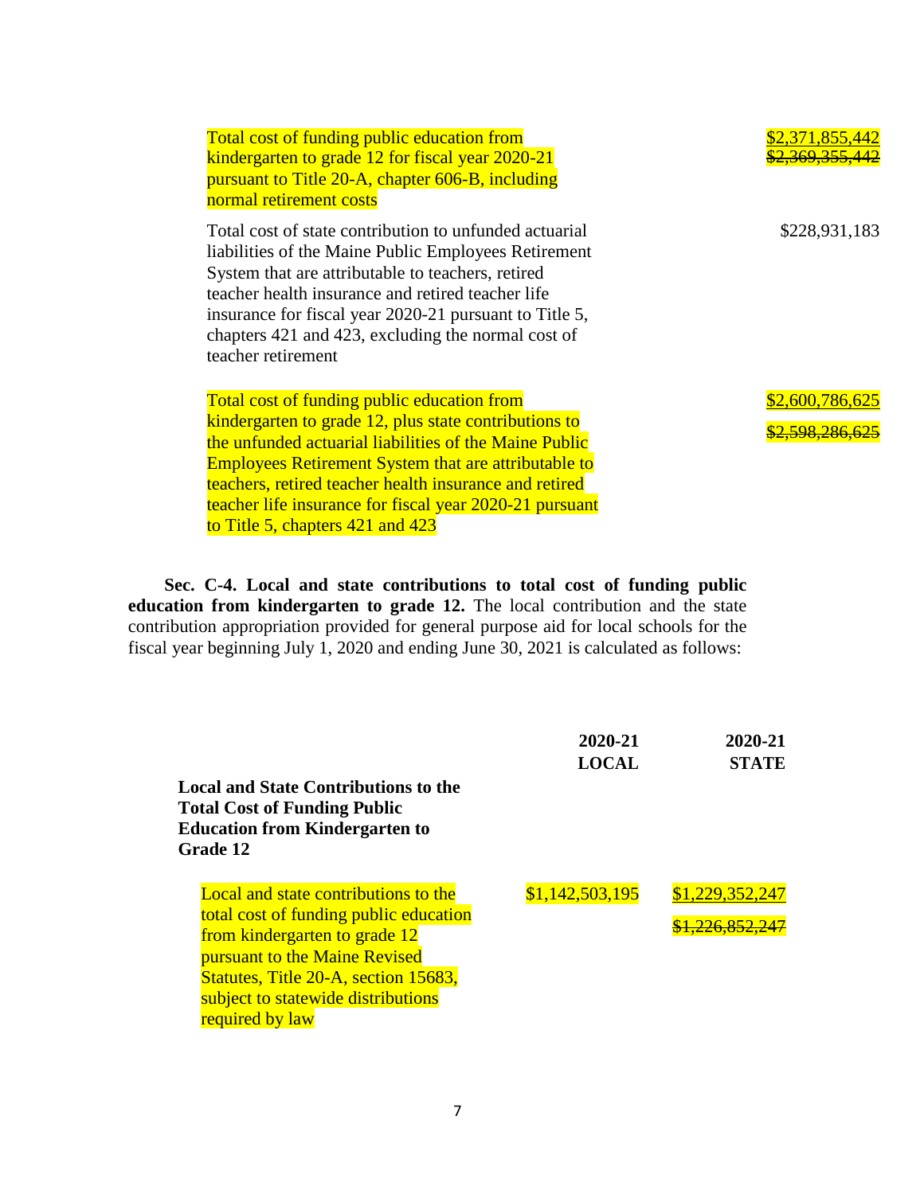| | |
|---|---|
| Total cost of funding public education from kindergarten to grade 12 for fiscal year 2020-21 pursuant to Title 20-A, chapter 606-B, including normal retirement costs | <u>$2,371,855,442</u><br>~~$2,369,355,442~~ |
| Total cost of state contribution to unfunded actuarial liabilities of the Maine Public Employees Retirement System that are attributable to teachers, retired teacher health insurance and retired teacher life insurance for fiscal year 2020-21 pursuant to Title 5, chapters 421 and 423, excluding the normal cost of teacher retirement | $228,931,183 |
| Total cost of funding public education from kindergarten to grade 12, plus state contributions to the unfunded actuarial liabilities of the Maine Public Employees Retirement System that are attributable to teachers, retired teacher health insurance and retired teacher life insurance for fiscal year 2020-21 pursuant to Title 5, chapters 421 and 423 | <u>$2,600,786,625</u><br>~~$2,598,286,625~~ |

**Sec. C-4. Local and state contributions to total cost of funding public education from kindergarten to grade 12.** The local contribution and the state contribution appropriation provided for general purpose aid for local schools for the fiscal year beginning July 1, 2020 and ending June 30, 2021 is calculated as follows:

| **Local and State Contributions to the Total Cost of Funding Public Education from Kindergarten to Grade 12** | **2020-21 LOCAL** | **2020-21 STATE** |
|---|---|---|
| Local and state contributions to the total cost of funding public education from kindergarten to grade 12 pursuant to the Maine Revised Statutes, Title 20-A, section 15683, subject to statewide distributions required by law | $1,142,503,195 | <u>$1,229,352,247</u><br>~~$1,226,852,247~~ |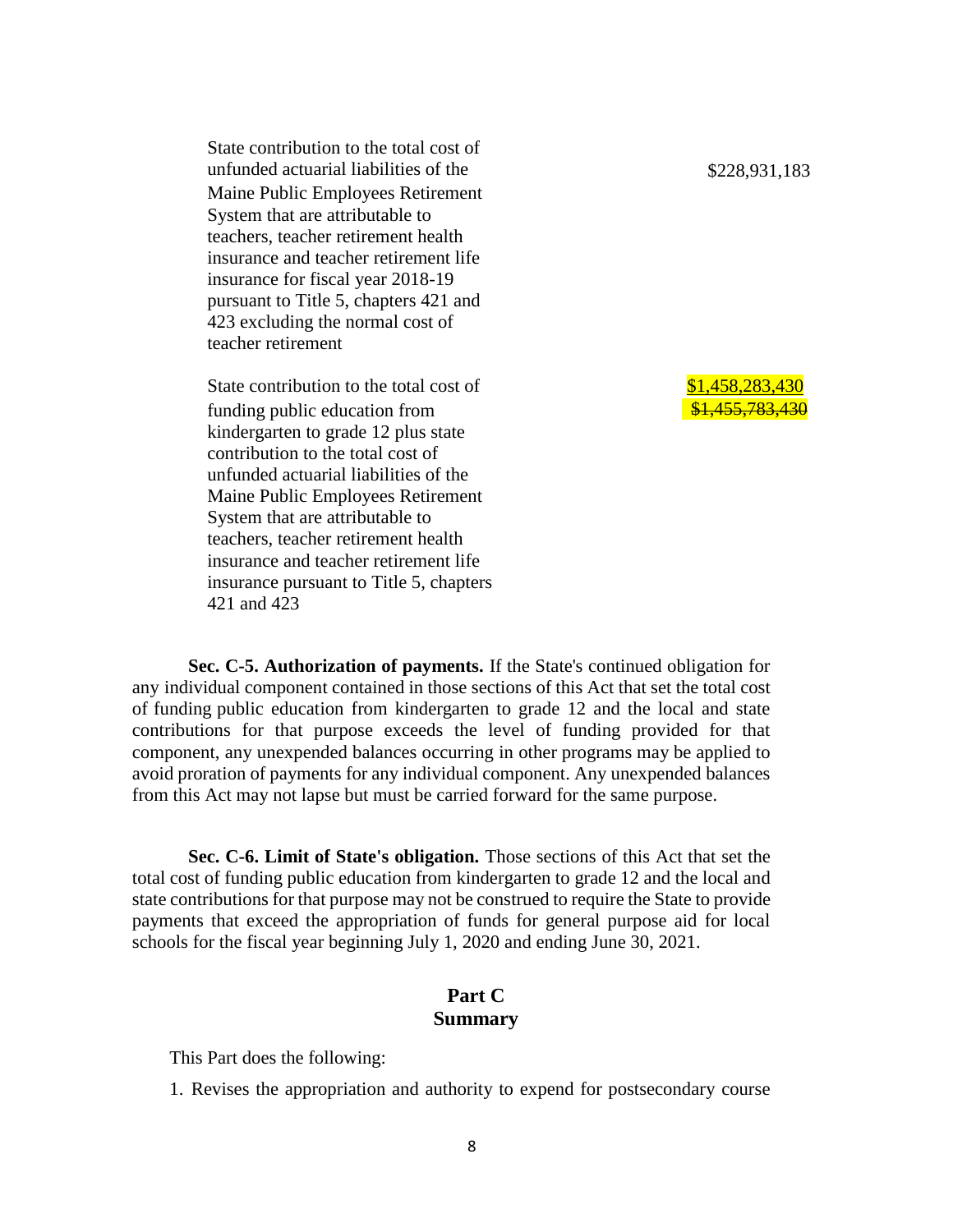| | |
|---|---|
| State contribution to the total cost of unfunded actuarial liabilities of the Maine Public Employees Retirement System that are attributable to teachers, teacher retirement health insurance and teacher retirement life insurance for fiscal year 2018-19 pursuant to Title 5, chapters 421 and 423 excluding the normal cost of teacher retirement | \$228,931,183 |
| State contribution to the total cost of funding public education from kindergarten to grade 12 plus state contribution to the total cost of unfunded actuarial liabilities of the Maine Public Employees Retirement System that are attributable to teachers, teacher retirement health insurance and teacher retirement life insurance pursuant to Title 5, chapters 421 and 423 | <u>\$1,458,283,430</u> ~~\$1,455,783,430~~ |

**Sec. C-5. Authorization of payments.** If the State's continued obligation for any individual component contained in those sections of this Act that set the total cost of funding public education from kindergarten to grade 12 and the local and state contributions for that purpose exceeds the level of funding provided for that component, any unexpended balances occurring in other programs may be applied to avoid proration of payments for any individual component. Any unexpended balances from this Act may not lapse but must be carried forward for the same purpose.

**Sec. C-6. Limit of State's obligation.** Those sections of this Act that set the total cost of funding public education from kindergarten to grade 12 and the local and state contributions for that purpose may not be construed to require the State to provide payments that exceed the appropriation of funds for general purpose aid for local schools for the fiscal year beginning July 1, 2020 and ending June 30, 2021.

## Part C
## Summary

This Part does the following:

1. Revises the appropriation and authority to expend for postsecondary course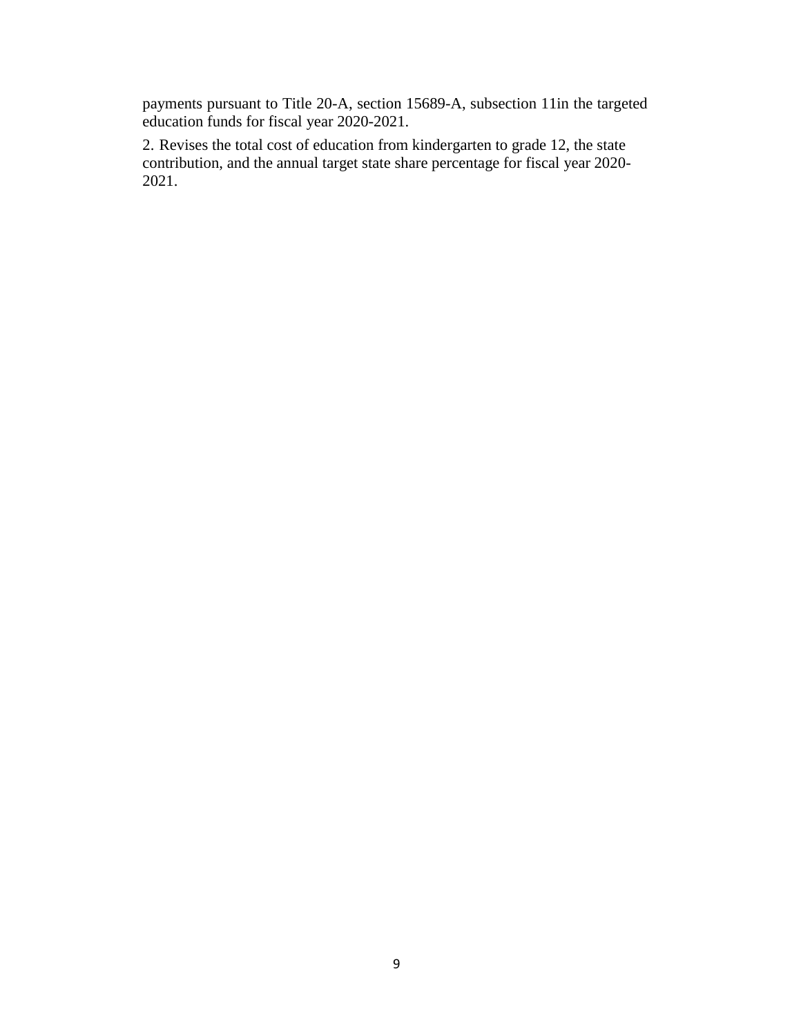payments pursuant to Title 20-A, section 15689-A, subsection 11in the targeted education funds for fiscal year 2020-2021.

2. Revises the total cost of education from kindergarten to grade 12, the state contribution, and the annual target state share percentage for fiscal year 2020-2021.